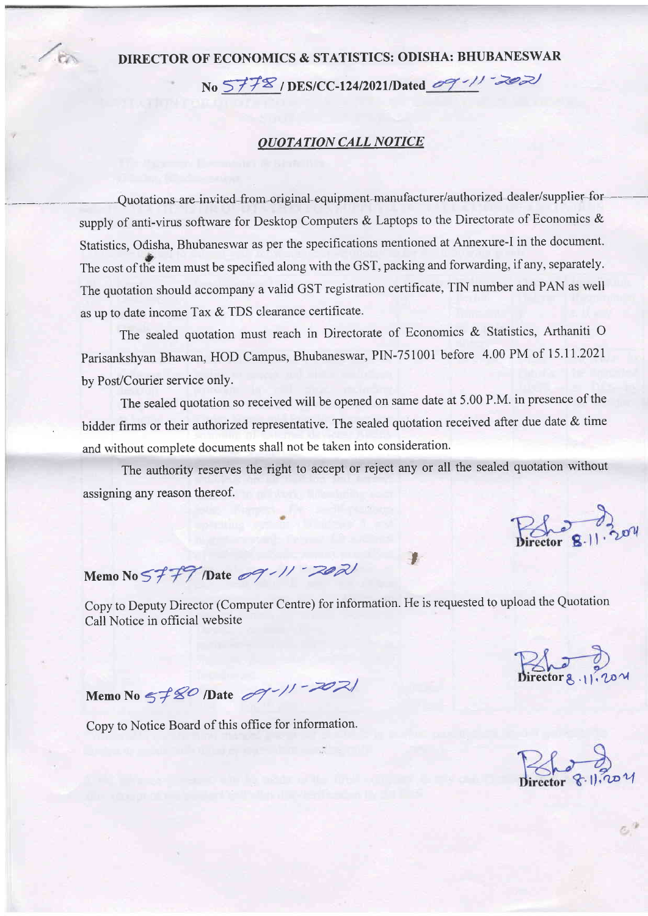# DIRECTOR OF ECONOMICS & STATISTICS: ODISHA: BHUBANESWAR

No 5778 / DES/CC-124/2021/Dated 09-11-2021

## *QUOTATION CALL NOTICE*

Quotations are invited from original equipment manufacturer/authorized dealer/supplier for supply of anti-virus software for Desktop Computers & Laptops to the Directorate of Economics & Statistics, Odisha, Bhubaneswar as per the specifications mentioned at Annexure-I in the document. The cost of the item must be specified along with the GST, packing and forwarding, if any, separately. The quotation should accompany a valid GST registration certificate, TIN number and PAN as well as up to date income Tax & TDS clearance certificate.

The sealed quotation must reach in Directorate of Economics & Statistics, Arthaniti O Parisankshyan Bhawan, HOD Campus, Bhubaneswar, PIN-751001 before 4.00 PM of 15.11.2021 by Post/Courier service only.

The sealed quotation so received will be opened on same date at 5.00 P.M. in presence of the bidder firms or their authorized representative. The sealed quotation received after due date & time and without complete documents shall not be taken into consideration.

The authority reserves the right to accept or reject any or all the sealed quotation without assigning any reason thereof.

Director 8.11.2021

**Memo No** 5779 **/Date** 09-11-2021

Copy to Deputy Director (Computer Centre) for information. He is requested to upload the Quotation Call Notice in official website

Director 8.11.2021

**Memo No** 5780 **/Date** 09-11-2021

Copy to Notice Board of this office for information.

Director 8.11.2021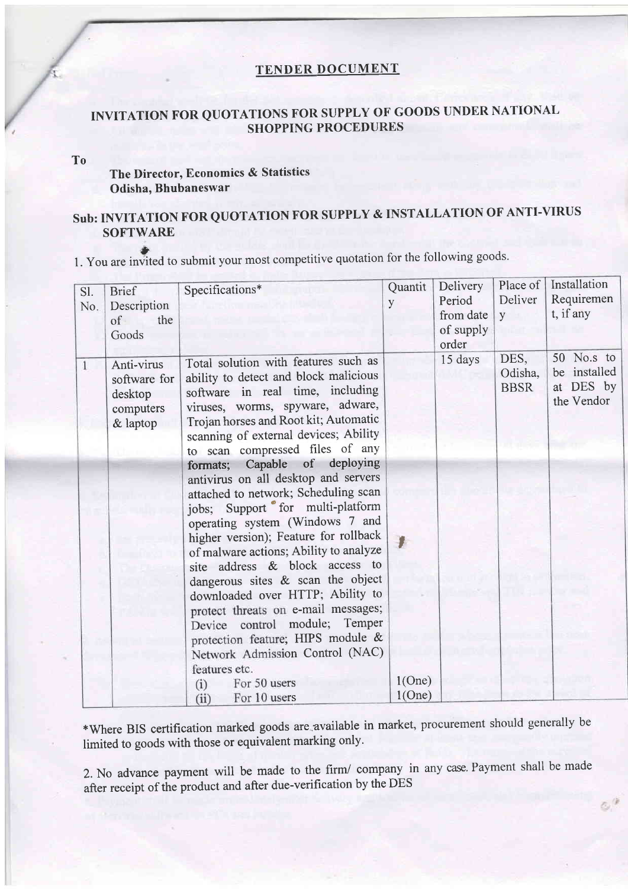# TENDER DOCUMENT

## INVITATION FOR QUOTATIONS FOR SUPPLY OF GOODS UNDER NATIONAL SHOPPING PROCEDURES

**To**

**The Director, Economics & Statistics**
**Odisha, Bhubaneswar**

**Sub: INVITATION FOR QUOTATION FOR SUPPLY & INSTALLATION OF ANTI-VIRUS SOFTWARE**

1. You are invited to submit your most competitive quotation for the following goods.

| Sl. No. | Brief Description of the Goods | Specifications* | Quantity | Delivery Period from date of supply order | Place of Delivery | Installation Requirement, if any |
|---|---|---|---|---|---|---|
| 1 | Anti-virus software for desktop computers & laptop | Total solution with features such as ability to detect and block malicious software in real time, including viruses, worms, spyware, adware, Trojan horses and Root kit; Automatic scanning of external devices; Ability to scan compressed files of any formats; Capable of deploying antivirus on all desktop and servers attached to network; Scheduling scan jobs; Support for multi-platform operating system (Windows 7 and higher version); Feature for rollback of malware actions; Ability to analyze site address & block access to dangerous sites & scan the object downloaded over HTTP; Ability to protect threats on e-mail messages; Device control module; Temper protection feature; HIPS module & Network Admission Control (NAC) features etc.<br>(i) For 50 users<br>(ii) For 10 users | <br><br><br><br><br><br><br><br><br><br><br><br><br><br><br><br><br>1(One)<br>1(One) | 15 days | DES, Odisha, BBSR | 50 No.s to be installed at DES by the Vendor |

*Where BIS certification marked goods are available in market, procurement should generally be limited to goods with those or equivalent marking only.

2. No advance payment will be made to the firm/ company in any case. Payment shall be made after receipt of the product and after due-verification by the DES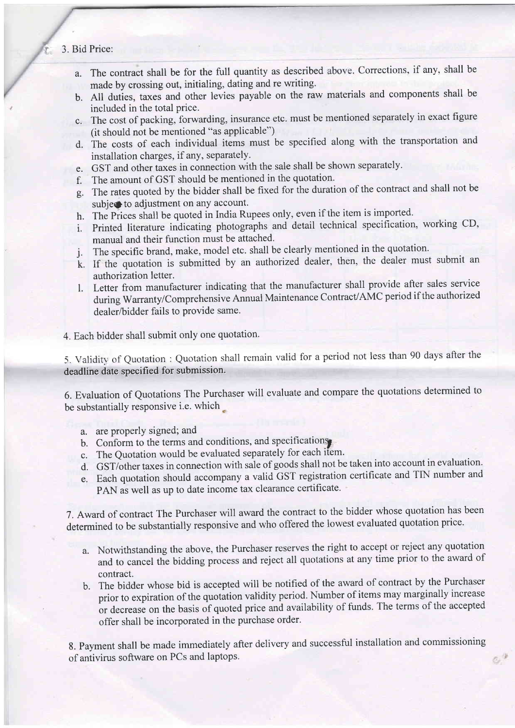3. Bid Price:

   a. The contract shall be for the full quantity as described above. Corrections, if any, shall be made by crossing out, initialing, dating and re writing.
   b. All duties, taxes and other levies payable on the raw materials and components shall be included in the total price.
   c. The cost of packing, forwarding, insurance etc. must be mentioned separately in exact figure (it should not be mentioned "as applicable")
   d. The costs of each individual items must be specified along with the transportation and installation charges, if any, separately.
   e. GST and other taxes in connection with the sale shall be shown separately.
   f. The amount of GST should be mentioned in the quotation.
   g. The rates quoted by the bidder shall be fixed for the duration of the contract and shall not be subject to adjustment on any account.
   h. The Prices shall be quoted in India Rupees only, even if the item is imported.
   i. Printed literature indicating photographs and detail technical specification, working CD, manual and their function must be attached.
   j. The specific brand, make, model etc. shall be clearly mentioned in the quotation.
   k. If the quotation is submitted by an authorized dealer, then, the dealer must submit an authorization letter.
   l. Letter from manufacturer indicating that the manufacturer shall provide after sales service during Warranty/Comprehensive Annual Maintenance Contract/AMC period if the authorized dealer/bidder fails to provide same.

4. Each bidder shall submit only one quotation.

5. Validity of Quotation : Quotation shall remain valid for a period not less than 90 days after the deadline date specified for submission.

6. Evaluation of Quotations The Purchaser will evaluate and compare the quotations determined to be substantially responsive i.e. which

   a. are properly signed; and
   b. Conform to the terms and conditions, and specifications.
   c. The Quotation would be evaluated separately for each item.
   d. GST/other taxes in connection with sale of goods shall not be taken into account in evaluation.
   e. Each quotation should accompany a valid GST registration certificate and TIN number and PAN as well as up to date income tax clearance certificate.

7. Award of contract The Purchaser will award the contract to the bidder whose quotation has been determined to be substantially responsive and who offered the lowest evaluated quotation price.

   a. Notwithstanding the above, the Purchaser reserves the right to accept or reject any quotation and to cancel the bidding process and reject all quotations at any time prior to the award of contract.
   b. The bidder whose bid is accepted will be notified of the award of contract by the Purchaser prior to expiration of the quotation validity period. Number of items may marginally increase or decrease on the basis of quoted price and availability of funds. The terms of the accepted offer shall be incorporated in the purchase order.

8. Payment shall be made immediately after delivery and successful installation and commissioning of antivirus software on PCs and laptops.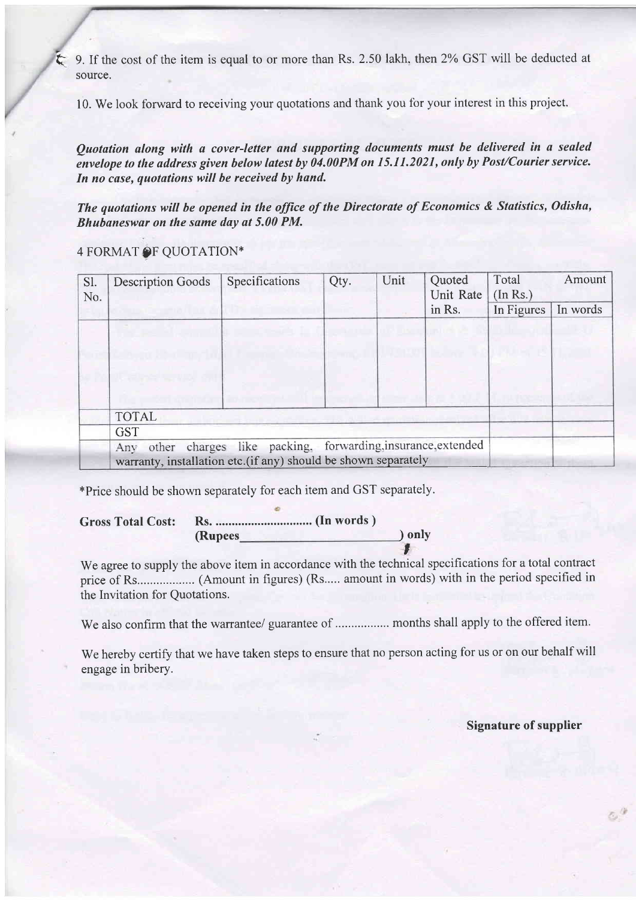9. If the cost of the item is equal to or more than Rs. 2.50 lakh, then 2% GST will be deducted at source.

10. We look forward to receiving your quotations and thank you for your interest in this project.

***Quotation along with a cover-letter and supporting documents must be delivered in a sealed envelope to the address given below latest by 04.00PM on 15.11.2021, only by Post/Courier service. In no case, quotations will be received by hand.***

***The quotations will be opened in the office of the Directorate of Economics & Statistics, Odisha, Bhubaneswar on the same day at 5.00 PM.***

4 FORMAT OF QUOTATION*

| Sl. No. | Description Goods | Specifications | Qty. | Unit | Quoted Unit Rate in Rs. | Total Amount (In Rs.) | |
|---|---|---|---|---|---|---|---|
| | | | | | | In Figures | In words |
| | | | | | | | |
| | TOTAL | | | | | | |
| | GST | | | | | | |
| | Any other charges like packing, forwarding,insurance,extended warranty, installation etc.(if any) should be shown separately | | | | | | |

*Price should be shown separately for each item and GST separately.

**Gross Total Cost: Rs. .............................. (In words )**
**(Rupees\_\_\_\_\_\_\_\_\_\_\_\_\_\_\_\_\_\_\_\_\_\_\_\_\_\_\_\_) only**

We agree to supply the above item in accordance with the technical specifications for a total contract price of Rs.................. (Amount in figures) (Rs..... amount in words) with in the period specified in the Invitation for Quotations.

We also confirm that the warrantee/ guarantee of ................ months shall apply to the offered item.

We hereby certify that we have taken steps to ensure that no person acting for us or on our behalf will engage in bribery.

**Signature of supplier**